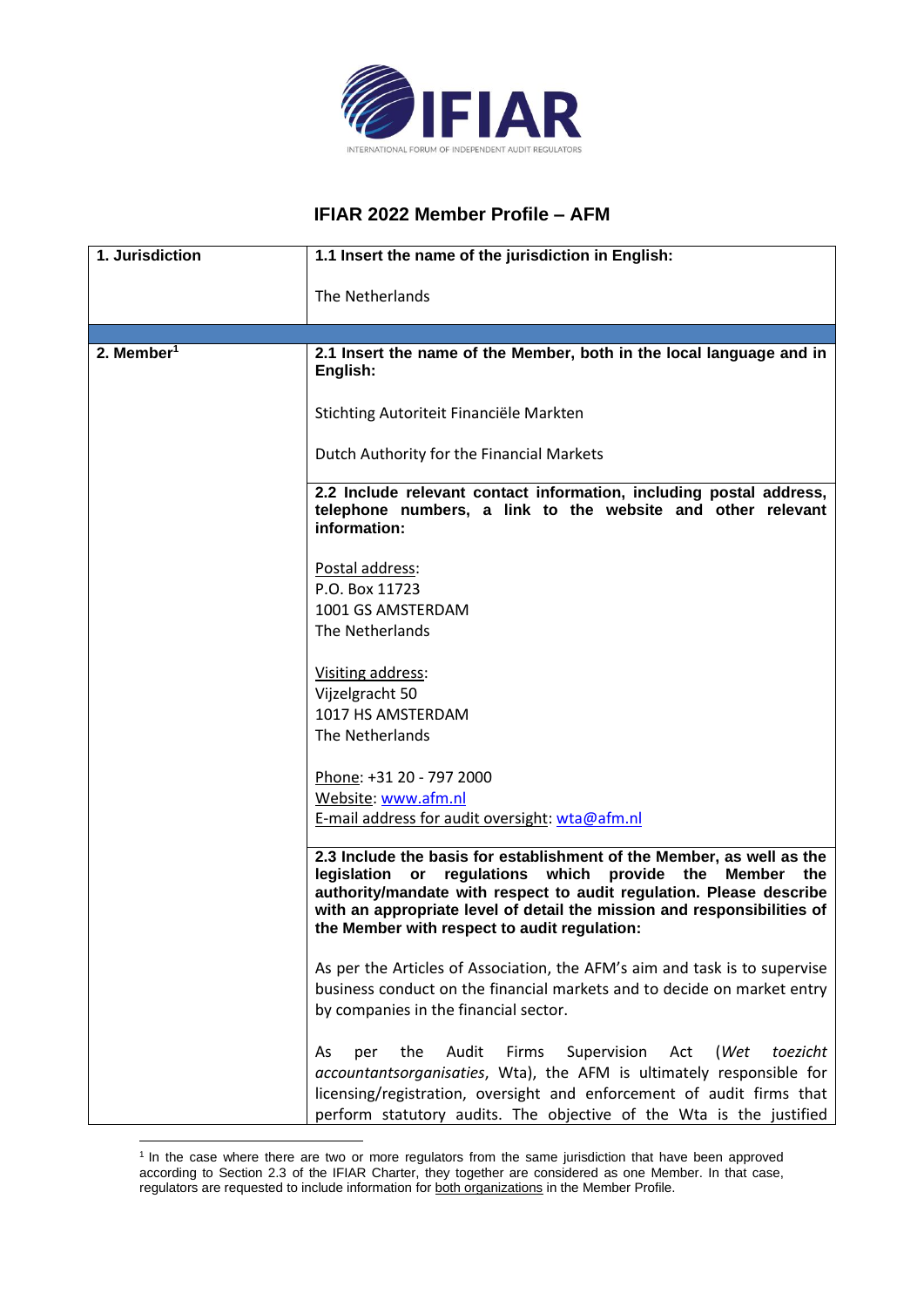# IFIAR 2022 Member Profile – AFM

| 1. Jurisdiction | 1.1 Insert the name of the jurisdiction in English: |
|---|---|
| | The Netherlands |
| | |
| 2. Member[1] | **2.1 Insert the name of the Member, both in the local language and in English:** |
| | Stichting Autoriteit Financiële Markten<br><br>Dutch Authority for the Financial Markets |
| | **2.2 Include relevant contact information, including postal address, telephone numbers, a link to the website and other relevant information:** |
| | <u>Postal address</u>:<br>P.O. Box 11723<br>1001 GS AMSTERDAM<br>The Netherlands<br><br><u>Visiting address</u>:<br>Vijzelgracht 50<br>1017 HS AMSTERDAM<br>The Netherlands<br><br><u>Phone</u>: +31 20 - 797 2000<br><u>Website</u>: www.afm.nl<br><u>E-mail address for audit oversight</u>: wta@afm.nl |
| | **2.3 Include the basis for establishment of the Member, as well as the legislation or regulations which provide the Member the authority/mandate with respect to audit regulation. Please describe with an appropriate level of detail the mission and responsibilities of the Member with respect to audit regulation:** |
| | As per the Articles of Association, the AFM's aim and task is to supervise business conduct on the financial markets and to decide on market entry by companies in the financial sector.<br><br>As per the Audit Firms Supervision Act (*Wet toezicht accountantsorganisaties*, Wta), the AFM is ultimately responsible for licensing/registration, oversight and enforcement of audit firms that perform statutory audits. The objective of the Wta is the justified |

[1] In the case where there are two or more regulators from the same jurisdiction that have been approved according to Section 2.3 of the IFIAR Charter, they together are considered as one Member. In that case, regulators are requested to include information for <u>both organizations</u> in the Member Profile.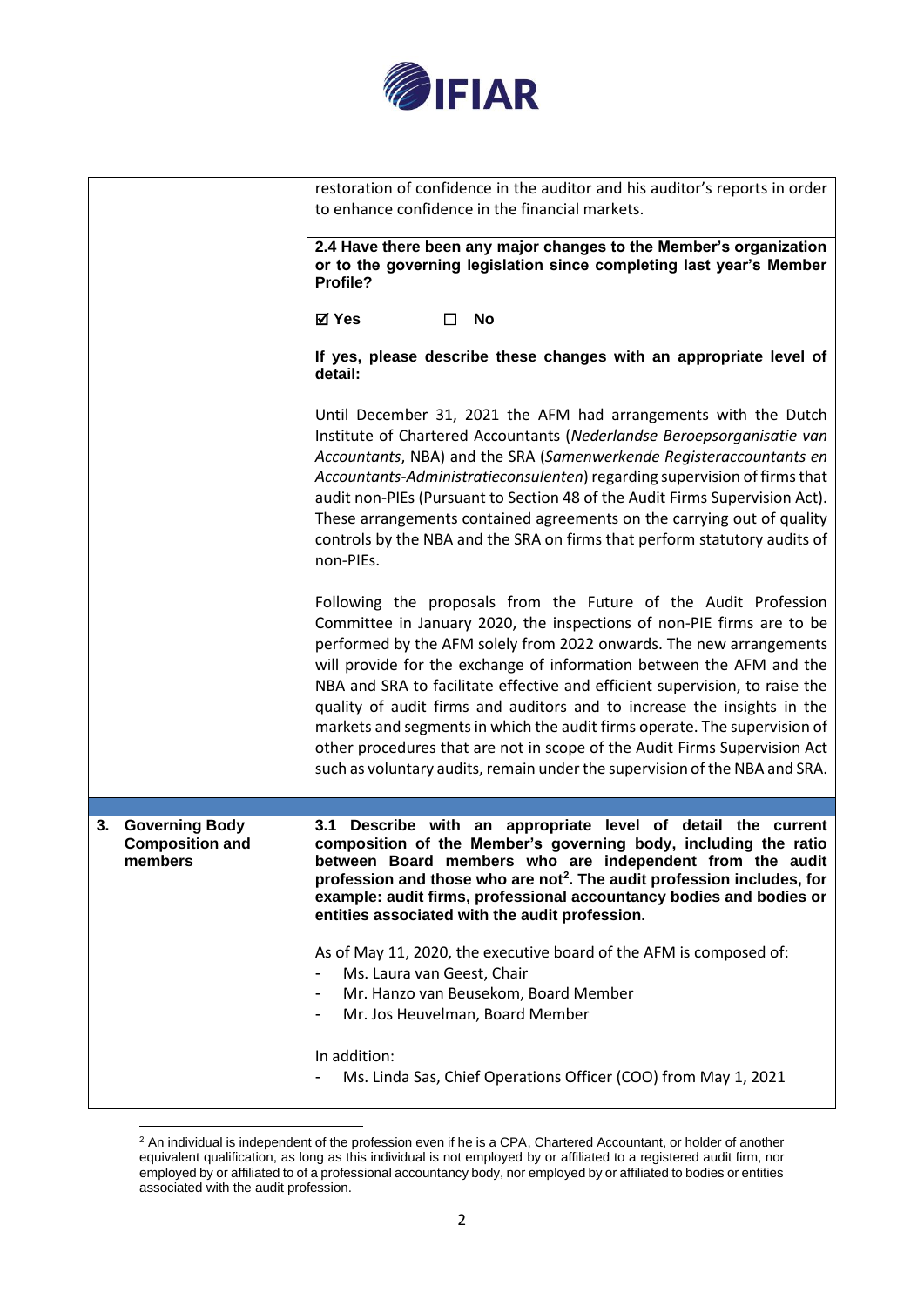| | |
|---|---|
| | restoration of confidence in the auditor and his auditor's reports in order to enhance confidence in the financial markets. |
| | **2.4 Have there been any major changes to the Member's organization or to the governing legislation since completing last year's Member Profile?**<br><br>☑ **Yes** ☐ **No**<br><br>**If yes, please describe these changes with an appropriate level of detail:**<br><br>Until December 31, 2021 the AFM had arrangements with the Dutch Institute of Chartered Accountants (*Nederlandse Beroepsorganisatie van Accountants*, NBA) and the SRA (*Samenwerkende Registeraccountants en Accountants-Administratieconsulenten*) regarding supervision of firms that audit non-PIEs (Pursuant to Section 48 of the Audit Firms Supervision Act). These arrangements contained agreements on the carrying out of quality controls by the NBA and the SRA on firms that perform statutory audits of non-PIEs.<br><br>Following the proposals from the Future of the Audit Profession Committee in January 2020, the inspections of non-PIE firms are to be performed by the AFM solely from 2022 onwards. The new arrangements will provide for the exchange of information between the AFM and the NBA and SRA to facilitate effective and efficient supervision, to raise the quality of audit firms and auditors and to increase the insights in the markets and segments in which the audit firms operate. The supervision of other procedures that are not in scope of the Audit Firms Supervision Act such as voluntary audits, remain under the supervision of the NBA and SRA. |
| | |
| **3. Governing Body Composition and members** | **3.1 Describe with an appropriate level of detail the current composition of the Member's governing body, including the ratio between Board members who are independent from the audit profession and those who are not[2]. The audit profession includes, for example: audit firms, professional accountancy bodies and bodies or entities associated with the audit profession.**<br><br>As of May 11, 2020, the executive board of the AFM is composed of:<br>- Ms. Laura van Geest, Chair<br>- Mr. Hanzo van Beusekom, Board Member<br>- Mr. Jos Heuvelman, Board Member<br><br>In addition:<br>- Ms. Linda Sas, Chief Operations Officer (COO) from May 1, 2021 |

[2] An individual is independent of the profession even if he is a CPA, Chartered Accountant, or holder of another equivalent qualification, as long as this individual is not employed by or affiliated to a registered audit firm, nor employed by or affiliated to of a professional accountancy body, nor employed by or affiliated to bodies or entities associated with the audit profession.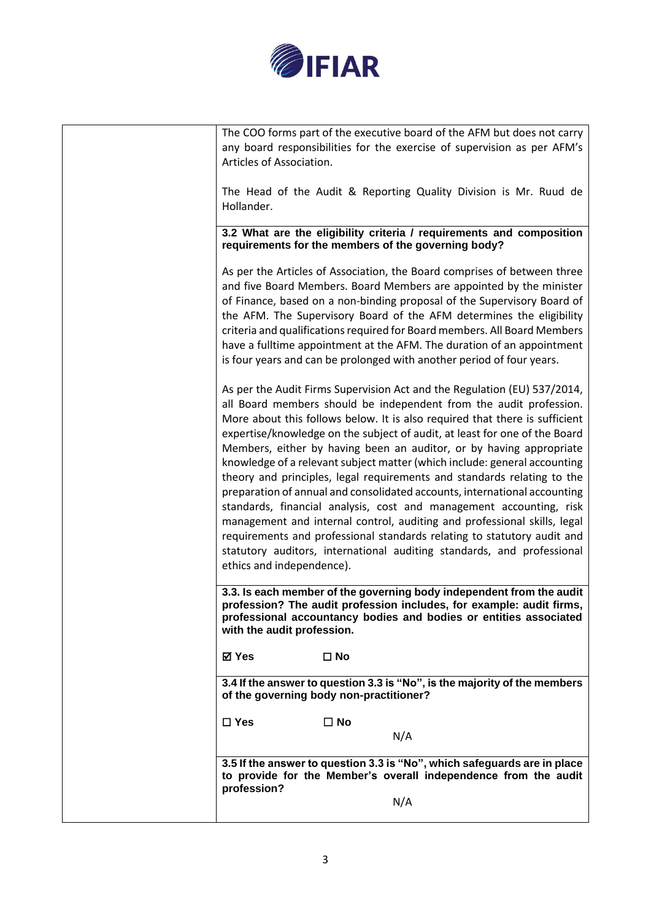| | |
|---|---|
| | The COO forms part of the executive board of the AFM but does not carry any board responsibilities for the exercise of supervision as per AFM's Articles of Association.<br><br>The Head of the Audit & Reporting Quality Division is Mr. Ruud de Hollander. |
| | **3.2 What are the eligibility criteria / requirements and composition requirements for the members of the governing body?**<br><br>As per the Articles of Association, the Board comprises of between three and five Board Members. Board Members are appointed by the minister of Finance, based on a non-binding proposal of the Supervisory Board of the AFM. The Supervisory Board of the AFM determines the eligibility criteria and qualifications required for Board members. All Board Members have a fulltime appointment at the AFM. The duration of an appointment is four years and can be prolonged with another period of four years.<br><br>As per the Audit Firms Supervision Act and the Regulation (EU) 537/2014, all Board members should be independent from the audit profession. More about this follows below. It is also required that there is sufficient expertise/knowledge on the subject of audit, at least for one of the Board Members, either by having been an auditor, or by having appropriate knowledge of a relevant subject matter (which include: general accounting theory and principles, legal requirements and standards relating to the preparation of annual and consolidated accounts, international accounting standards, financial analysis, cost and management accounting, risk management and internal control, auditing and professional skills, legal requirements and professional standards relating to statutory audit and statutory auditors, international auditing standards, and professional ethics and independence). |
| | **3.3. Is each member of the governing body independent from the audit profession? The audit profession includes, for example: audit firms, professional accountancy bodies and bodies or entities associated with the audit profession.**<br><br>☑ **Yes** ☐ **No** |
| | **3.4 If the answer to question 3.3 is "No", is the majority of the members of the governing body non-practitioner?**<br><br>☐ **Yes** ☐ **No**<br><br>N/A |
| | **3.5 If the answer to question 3.3 is "No", which safeguards are in place to provide for the Member's overall independence from the audit profession?**<br><br>N/A |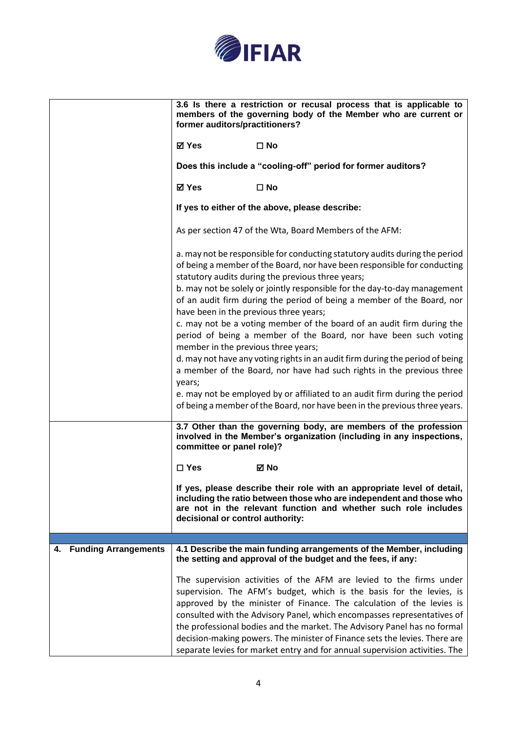| | |
|---|---|
| | **3.6 Is there a restriction or recusal process that is applicable to members of the governing body of the Member who are current or former auditors/practitioners?**<br><br>**☑ Yes ☐ No**<br><br>**Does this include a "cooling-off" period for former auditors?**<br><br>**☑ Yes ☐ No**<br><br>**If yes to either of the above, please describe:**<br><br>As per section 47 of the Wta, Board Members of the AFM:<br><br>a. may not be responsible for conducting statutory audits during the period of being a member of the Board, nor have been responsible for conducting statutory audits during the previous three years;<br>b. may not be solely or jointly responsible for the day-to-day management of an audit firm during the period of being a member of the Board, nor have been in the previous three years;<br>c. may not be a voting member of the board of an audit firm during the period of being a member of the Board, nor have been such voting member in the previous three years;<br>d. may not have any voting rights in an audit firm during the period of being a member of the Board, nor have had such rights in the previous three years;<br>e. may not be employed by or affiliated to an audit firm during the period of being a member of the Board, nor have been in the previous three years. |
| | **3.7 Other than the governing body, are members of the profession involved in the Member's organization (including in any inspections, committee or panel role)?**<br><br>**☐ Yes ☑ No**<br><br>**If yes, please describe their role with an appropriate level of detail, including the ratio between those who are independent and those who are not in the relevant function and whether such role includes decisional or control authority:** |
| | |
| **4. Funding Arrangements** | **4.1 Describe the main funding arrangements of the Member, including the setting and approval of the budget and the fees, if any:**<br><br>The supervision activities of the AFM are levied to the firms under supervision. The AFM's budget, which is the basis for the levies, is approved by the minister of Finance. The calculation of the levies is consulted with the Advisory Panel, which encompasses representatives of the professional bodies and the market. The Advisory Panel has no formal decision-making powers. The minister of Finance sets the levies. There are separate levies for market entry and for annual supervision activities. The |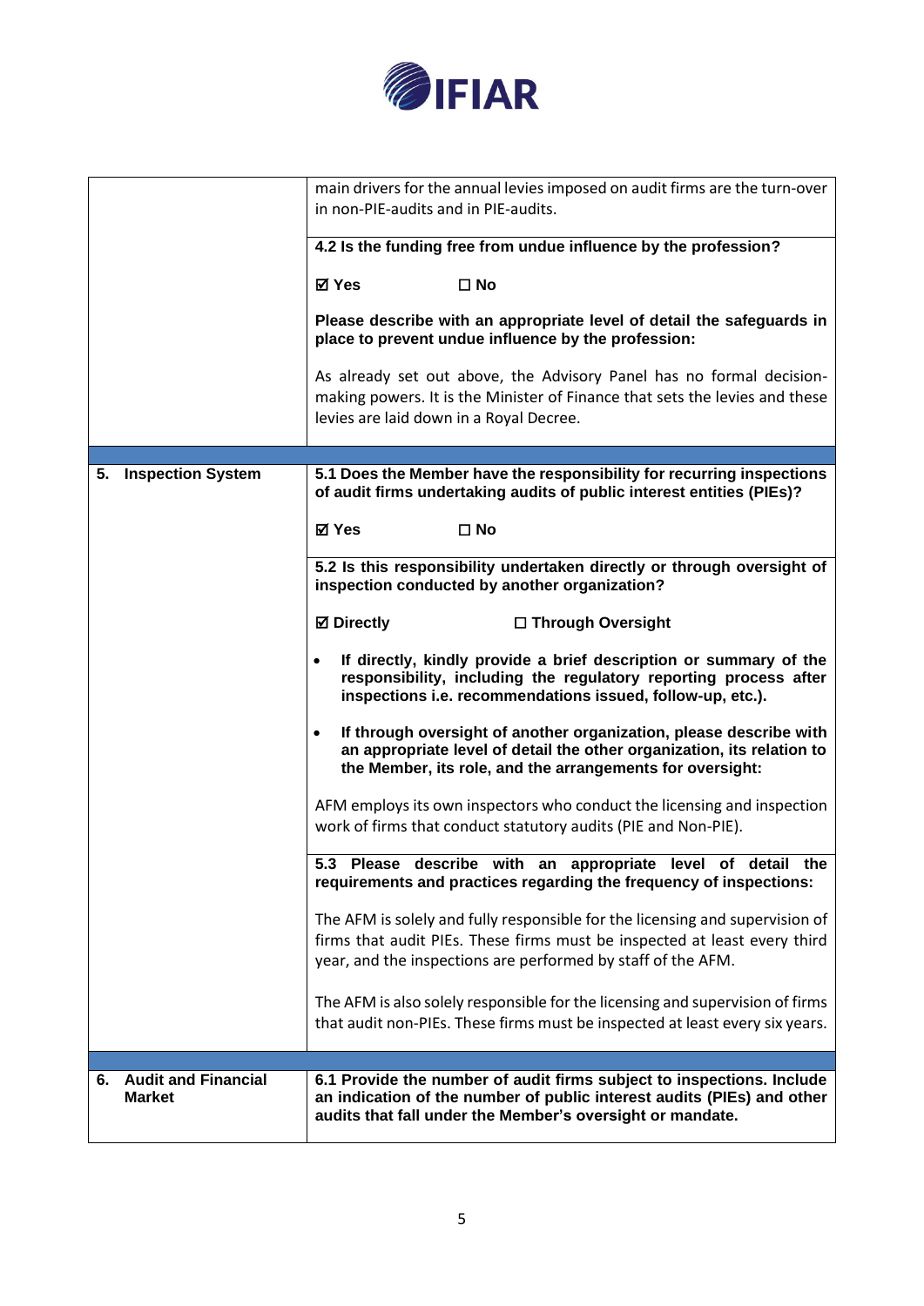| | |
|---|---|
| | main drivers for the annual levies imposed on audit firms are the turn-over in non-PIE-audits and in PIE-audits. |
| | **4.2 Is the funding free from undue influence by the profession?**<br><br>**☑ Yes ☐ No**<br><br>**Please describe with an appropriate level of detail the safeguards in place to prevent undue influence by the profession:**<br><br>As already set out above, the Advisory Panel has no formal decision-making powers. It is the Minister of Finance that sets the levies and these levies are laid down in a Royal Decree. |
| | |
| **5. Inspection System** | **5.1 Does the Member have the responsibility for recurring inspections of audit firms undertaking audits of public interest entities (PIEs)?**<br><br>**☑ Yes ☐ No** |
| | **5.2 Is this responsibility undertaken directly or through oversight of inspection conducted by another organization?**<br><br>**☑ Directly ☐ Through Oversight**<br><br>• **If directly, kindly provide a brief description or summary of the responsibility, including the regulatory reporting process after inspections i.e. recommendations issued, follow-up, etc.).**<br><br>• **If through oversight of another organization, please describe with an appropriate level of detail the other organization, its relation to the Member, its role, and the arrangements for oversight:**<br><br>AFM employs its own inspectors who conduct the licensing and inspection work of firms that conduct statutory audits (PIE and Non-PIE). |
| | **5.3 Please describe with an appropriate level of detail the requirements and practices regarding the frequency of inspections:**<br><br>The AFM is solely and fully responsible for the licensing and supervision of firms that audit PIEs. These firms must be inspected at least every third year, and the inspections are performed by staff of the AFM.<br><br>The AFM is also solely responsible for the licensing and supervision of firms that audit non-PIEs. These firms must be inspected at least every six years. |
| | |
| **6. Audit and Financial Market** | **6.1 Provide the number of audit firms subject to inspections. Include an indication of the number of public interest audits (PIEs) and other audits that fall under the Member's oversight or mandate.** |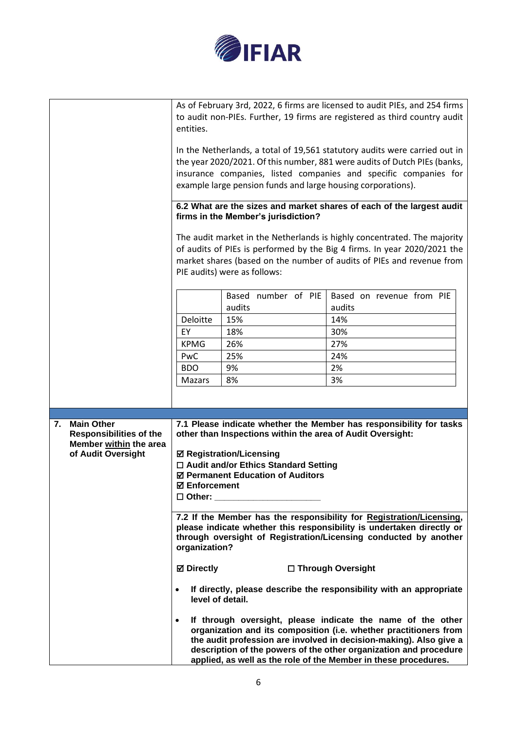As of February 3rd, 2022, 6 firms are licensed to audit PIEs, and 254 firms to audit non-PIEs. Further, 19 firms are registered as third country audit entities.

In the Netherlands, a total of 19,561 statutory audits were carried out in the year 2020/2021. Of this number, 881 were audits of Dutch PIEs (banks, insurance companies, listed companies and specific companies for example large pension funds and large housing corporations).

**6.2 What are the sizes and market shares of each of the largest audit firms in the Member's jurisdiction?**

The audit market in the Netherlands is highly concentrated. The majority of audits of PIEs is performed by the Big 4 firms. In year 2020/2021 the market shares (based on the number of audits of PIEs and revenue from PIE audits) were as follows:

| | Based number of PIE audits | Based on revenue from PIE audits |
|---|---|---|
| Deloitte | 15% | 14% |
| EY | 18% | 30% |
| KPMG | 26% | 27% |
| PwC | 25% | 24% |
| BDO | 9% | 2% |
| Mazars | 8% | 3% |

## 7. Main Other Responsibilities of the Member within the area of Audit Oversight

**7.1 Please indicate whether the Member has responsibility for tasks other than Inspections within the area of Audit Oversight:**

**☑ Registration/Licensing**
**☐ Audit and/or Ethics Standard Setting**
**☑ Permanent Education of Auditors**
**☑ Enforcement**
**☐ Other: ____________________**

**7.2 If the Member has the responsibility for Registration/Licensing, please indicate whether this responsibility is undertaken directly or through oversight of Registration/Licensing conducted by another organization?**

**☑ Directly** **☐ Through Oversight**

- **If directly, please describe the responsibility with an appropriate level of detail.**
- **If through oversight, please indicate the name of the other organization and its composition (i.e. whether practitioners from the audit profession are involved in decision-making). Also give a description of the powers of the other organization and procedure applied, as well as the role of the Member in these procedures.**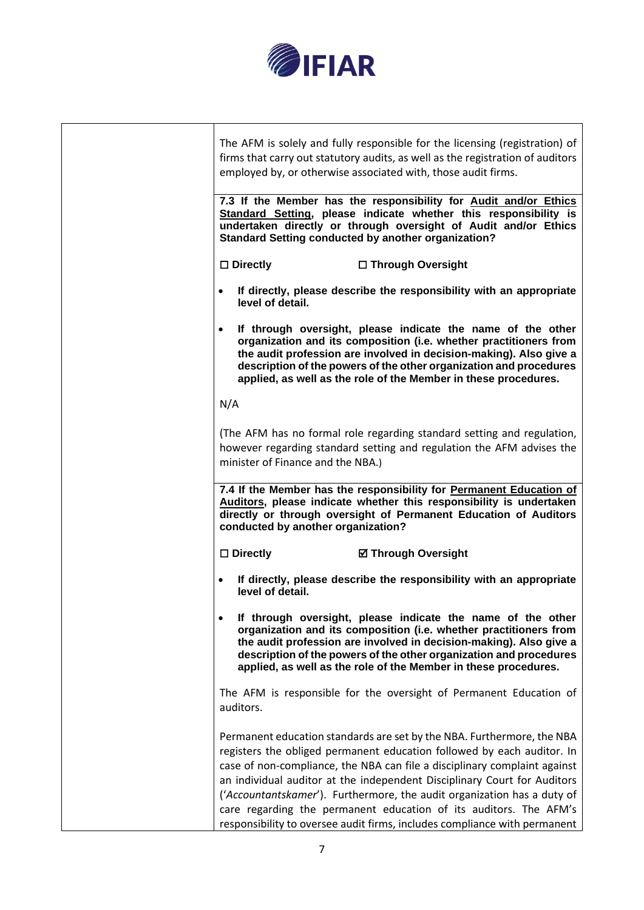The AFM is solely and fully responsible for the licensing (registration) of firms that carry out statutory audits, as well as the registration of auditors employed by, or otherwise associated with, those audit firms.

**7.3 If the Member has the responsibility for Audit and/or Ethics Standard Setting, please indicate whether this responsibility is undertaken directly or through oversight of Audit and/or Ethics Standard Setting conducted by another organization?**

**☐ Directly** **☐ Through Oversight**

- **If directly, please describe the responsibility with an appropriate level of detail.**
- **If through oversight, please indicate the name of the other organization and its composition (i.e. whether practitioners from the audit profession are involved in decision-making). Also give a description of the powers of the other organization and procedures applied, as well as the role of the Member in these procedures.**

N/A

(The AFM has no formal role regarding standard setting and regulation, however regarding standard setting and regulation the AFM advises the minister of Finance and the NBA.)

**7.4 If the Member has the responsibility for Permanent Education of Auditors, please indicate whether this responsibility is undertaken directly or through oversight of Permanent Education of Auditors conducted by another organization?**

**☐ Directly** **☑ Through Oversight**

- **If directly, please describe the responsibility with an appropriate level of detail.**
- **If through oversight, please indicate the name of the other organization and its composition (i.e. whether practitioners from the audit profession are involved in decision-making). Also give a description of the powers of the other organization and procedures applied, as well as the role of the Member in these procedures.**

The AFM is responsible for the oversight of Permanent Education of auditors.

Permanent education standards are set by the NBA. Furthermore, the NBA registers the obliged permanent education followed by each auditor. In case of non-compliance, the NBA can file a disciplinary complaint against an individual auditor at the independent Disciplinary Court for Auditors ('*Accountantskamer*'). Furthermore, the audit organization has a duty of care regarding the permanent education of its auditors. The AFM's responsibility to oversee audit firms, includes compliance with permanent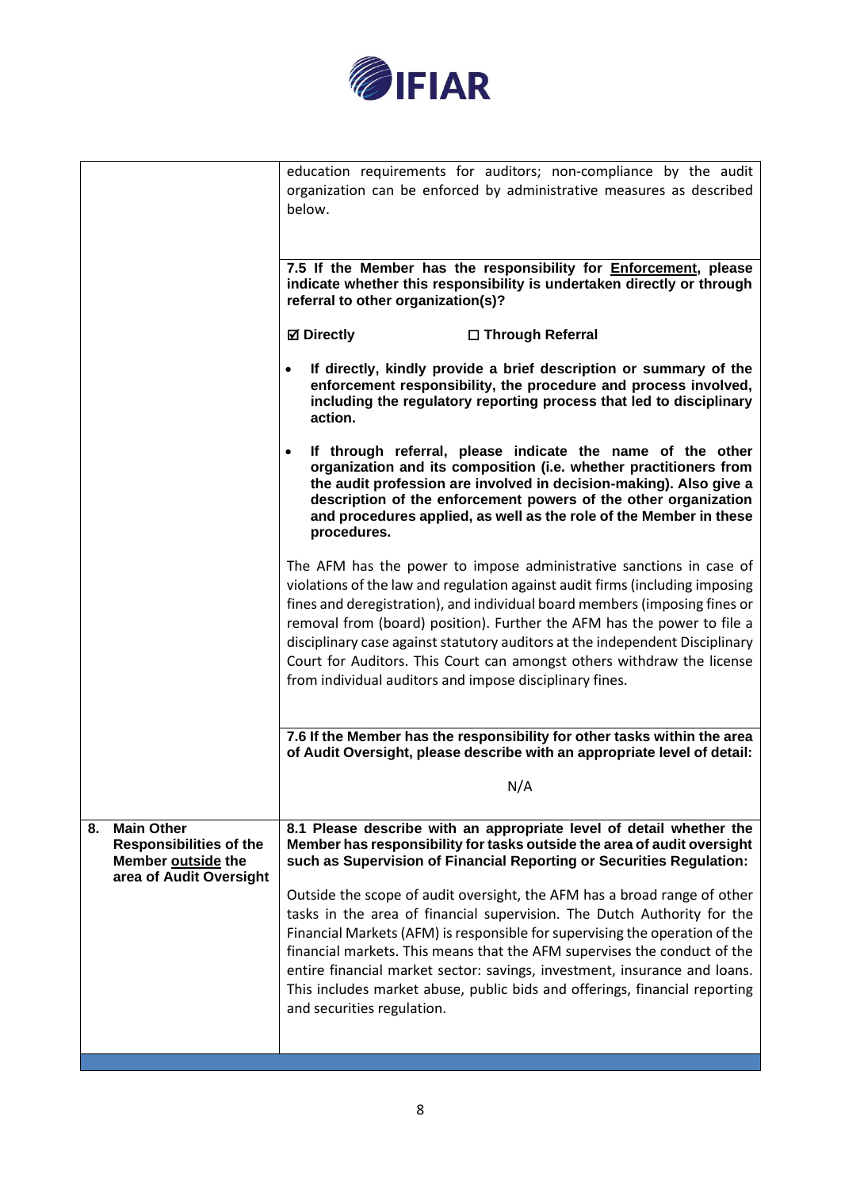| | |
|---|---|
| | education requirements for auditors; non-compliance by the audit organization can be enforced by administrative measures as described below. |
| | **7.5 If the Member has the responsibility for <u>Enforcement</u>, please indicate whether this responsibility is undertaken directly or through referral to other organization(s)?**<br><br>**☑ Directly** **☐ Through Referral**<br><br>• **If directly, kindly provide a brief description or summary of the enforcement responsibility, the procedure and process involved, including the regulatory reporting process that led to disciplinary action.**<br><br>• **If through referral, please indicate the name of the other organization and its composition (i.e. whether practitioners from the audit profession are involved in decision-making). Also give a description of the enforcement powers of the other organization and procedures applied, as well as the role of the Member in these procedures.**<br><br>The AFM has the power to impose administrative sanctions in case of violations of the law and regulation against audit firms (including imposing fines and deregistration), and individual board members (imposing fines or removal from (board) position). Further the AFM has the power to file a disciplinary case against statutory auditors at the independent Disciplinary Court for Auditors. This Court can amongst others withdraw the license from individual auditors and impose disciplinary fines. |
| | **7.6 If the Member has the responsibility for other tasks within the area of Audit Oversight, please describe with an appropriate level of detail:**<br><br>N/A |
| **8. Main Other Responsibilities of the Member <u>outside</u> the area of Audit Oversight** | **8.1 Please describe with an appropriate level of detail whether the Member has responsibility for tasks outside the area of audit oversight such as Supervision of Financial Reporting or Securities Regulation:**<br><br>Outside the scope of audit oversight, the AFM has a broad range of other tasks in the area of financial supervision. The Dutch Authority for the Financial Markets (AFM) is responsible for supervising the operation of the financial markets. This means that the AFM supervises the conduct of the entire financial market sector: savings, investment, insurance and loans. This includes market abuse, public bids and offerings, financial reporting and securities regulation. |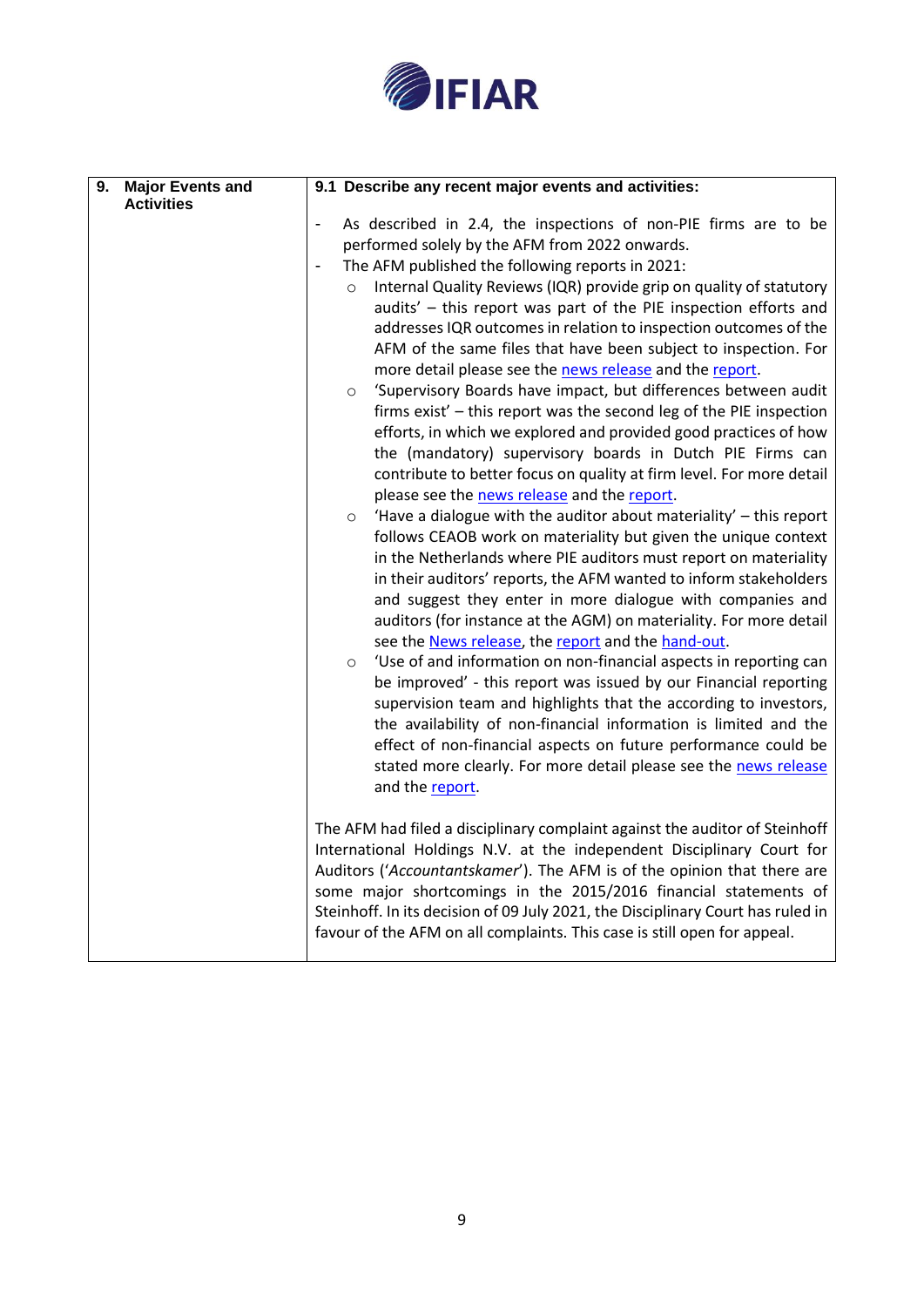| 9. Major Events and Activities | 9.1 Describe any recent major events and activities: |
| --- | --- |
| | - As described in 2.4, the inspections of non-PIE firms are to be performed solely by the AFM from 2022 onwards.<br>- The AFM published the following reports in 2021:<br>&nbsp;&nbsp;○ Internal Quality Reviews (IQR) provide grip on quality of statutory audits' – this report was part of the PIE inspection efforts and addresses IQR outcomes in relation to inspection outcomes of the AFM of the same files that have been subject to inspection. For more detail please see the news release and the report.<br>&nbsp;&nbsp;○ 'Supervisory Boards have impact, but differences between audit firms exist' – this report was the second leg of the PIE inspection efforts, in which we explored and provided good practices of how the (mandatory) supervisory boards in Dutch PIE Firms can contribute to better focus on quality at firm level. For more detail please see the news release and the report.<br>&nbsp;&nbsp;○ 'Have a dialogue with the auditor about materiality' – this report follows CEAOB work on materiality but given the unique context in the Netherlands where PIE auditors must report on materiality in their auditors' reports, the AFM wanted to inform stakeholders and suggest they enter in more dialogue with companies and auditors (for instance at the AGM) on materiality. For more detail see the News release, the report and the hand-out.<br>&nbsp;&nbsp;○ 'Use of and information on non-financial aspects in reporting can be improved' - this report was issued by our Financial reporting supervision team and highlights that the according to investors, the availability of non-financial information is limited and the effect of non-financial aspects on future performance could be stated more clearly. For more detail please see the news release and the report.<br><br>The AFM had filed a disciplinary complaint against the auditor of Steinhoff International Holdings N.V. at the independent Disciplinary Court for Auditors ('*Accountantskamer*'). The AFM is of the opinion that there are some major shortcomings in the 2015/2016 financial statements of Steinhoff. In its decision of 09 July 2021, the Disciplinary Court has ruled in favour of the AFM on all complaints. This case is still open for appeal. |